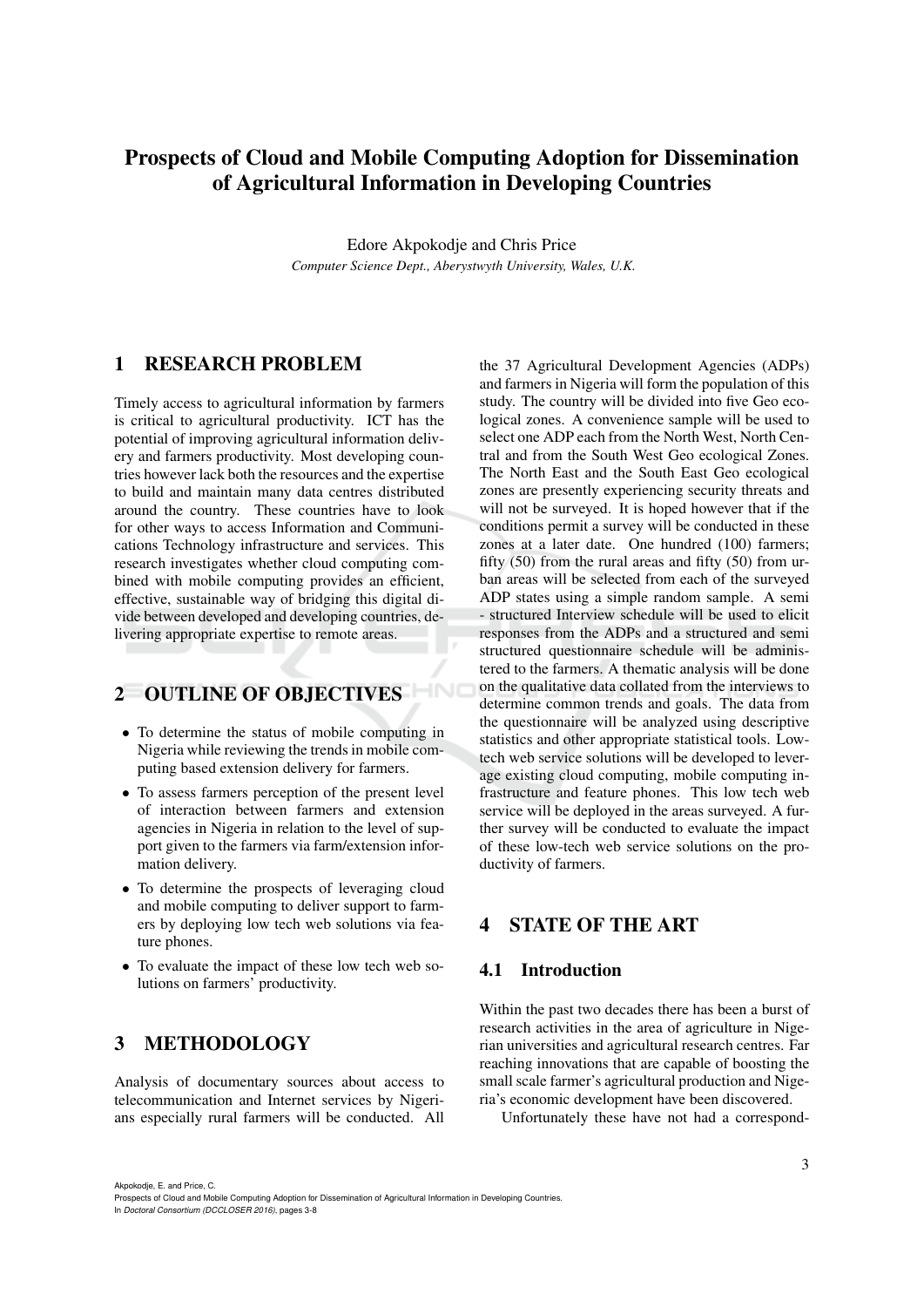# Prospects of Cloud and Mobile Computing Adoption for Dissemination of Agricultural Information in Developing Countries

Edore Akpokodje and Chris Price

*Computer Science Dept., Aberystwyth University, Wales, U.K.*

## 1 RESEARCH PROBLEM

Timely access to agricultural information by farmers is critical to agricultural productivity. ICT has the potential of improving agricultural information delivery and farmers productivity. Most developing countries however lack both the resources and the expertise to build and maintain many data centres distributed around the country. These countries have to look for other ways to access Information and Communications Technology infrastructure and services. This research investigates whether cloud computing combined with mobile computing provides an efficient, effective, sustainable way of bridging this digital divide between developed and developing countries, delivering appropriate expertise to remote areas.

## 2 OUTLINE OF OBJECTIVES

- To determine the status of mobile computing in Nigeria while reviewing the trends in mobile computing based extension delivery for farmers.
- To assess farmers perception of the present level of interaction between farmers and extension agencies in Nigeria in relation to the level of support given to the farmers via farm/extension information delivery.
- To determine the prospects of leveraging cloud and mobile computing to deliver support to farmers by deploying low tech web solutions via feature phones.
- To evaluate the impact of these low tech web solutions on farmers' productivity.

## 3 METHODOLOGY

Analysis of documentary sources about access to telecommunication and Internet services by Nigerians especially rural farmers will be conducted. All the 37 Agricultural Development Agencies (ADPs) and farmers in Nigeria will form the population of this study. The country will be divided into five Geo ecological zones. A convenience sample will be used to select one ADP each from the North West, North Central and from the South West Geo ecological Zones. The North East and the South East Geo ecological zones are presently experiencing security threats and will not be surveyed. It is hoped however that if the conditions permit a survey will be conducted in these zones at a later date. One hundred (100) farmers; fifty (50) from the rural areas and fifty (50) from urban areas will be selected from each of the surveyed ADP states using a simple random sample. A semi - structured Interview schedule will be used to elicit responses from the ADPs and a structured and semi structured questionnaire schedule will be administered to the farmers. A thematic analysis will be done on the qualitative data collated from the interviews to determine common trends and goals. The data from the questionnaire will be analyzed using descriptive statistics and other appropriate statistical tools. Low-tech web service solutions will be developed to leverage existing cloud computing, mobile computing infrastructure and feature phones. This low tech web service will be deployed in the areas surveyed. A further survey will be conducted to evaluate the impact of these low-tech web service solutions on the productivity of farmers.

## 4 STATE OF THE ART

### 4.1 Introduction

Within the past two decades there has been a burst of research activities in the area of agriculture in Nigerian universities and agricultural research centres. Far reaching innovations that are capable of boosting the small scale farmer's agricultural production and Nigeria's economic development have been discovered.

Unfortunately these have not had a correspond-

Akpokodje, E. and Price, C.
Prospects of Cloud and Mobile Computing Adoption for Dissemination of Agricultural Information in Developing Countries.
In *Doctoral Consortium (DCCLOSER 2016)*, pages 3-8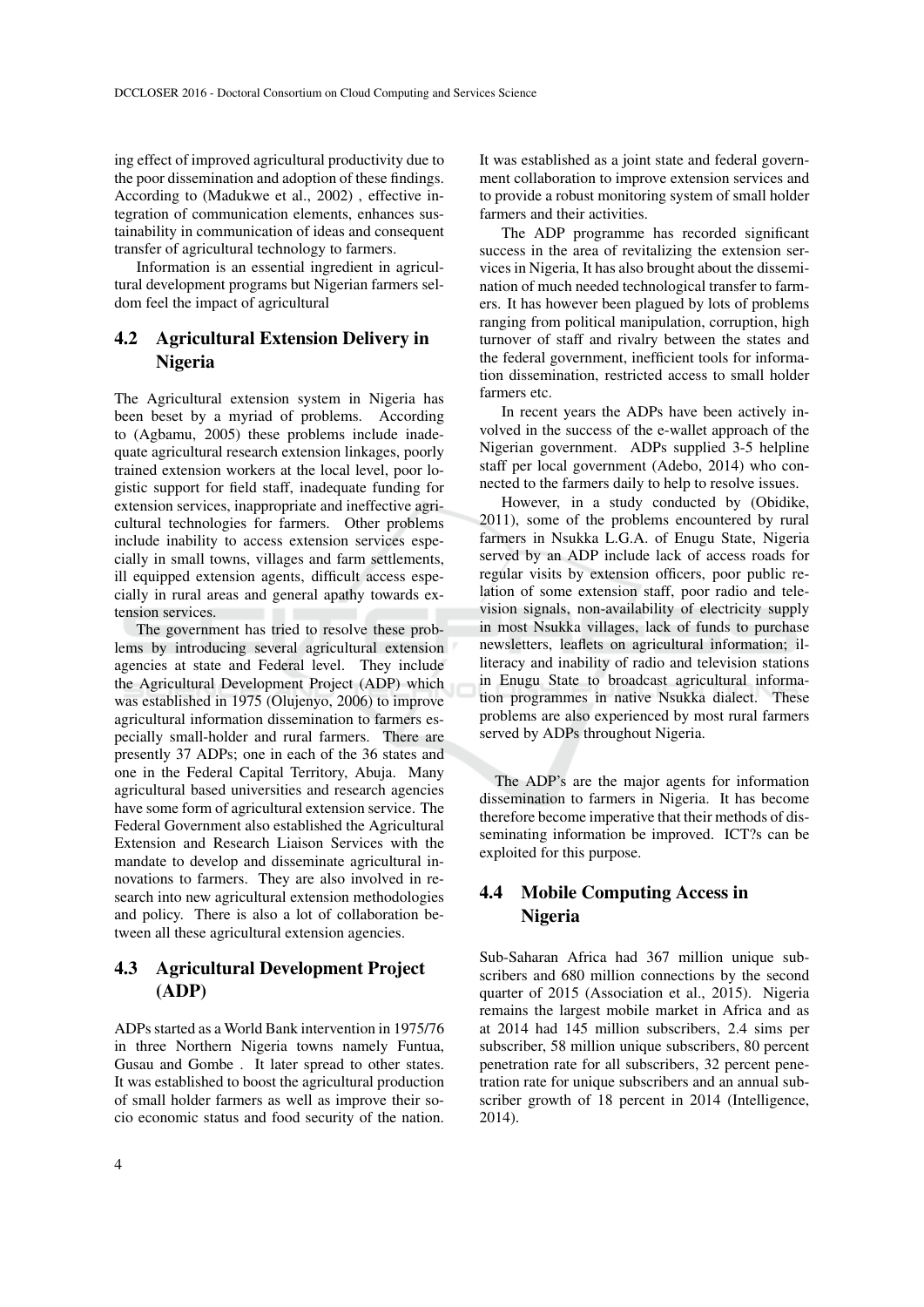ing effect of improved agricultural productivity due to the poor dissemination and adoption of these findings. According to (Madukwe et al., 2002) , effective integration of communication elements, enhances sustainability in communication of ideas and consequent transfer of agricultural technology to farmers.

Information is an essential ingredient in agricultural development programs but Nigerian farmers seldom feel the impact of agricultural

## 4.2 Agricultural Extension Delivery in Nigeria

The Agricultural extension system in Nigeria has been beset by a myriad of problems. According to (Agbamu, 2005) these problems include inadequate agricultural research extension linkages, poorly trained extension workers at the local level, poor logistic support for field staff, inadequate funding for extension services, inappropriate and ineffective agricultural technologies for farmers. Other problems include inability to access extension services especially in small towns, villages and farm settlements, ill equipped extension agents, difficult access especially in rural areas and general apathy towards extension services.

The government has tried to resolve these problems by introducing several agricultural extension agencies at state and Federal level. They include the Agricultural Development Project (ADP) which was established in 1975 (Olujenyo, 2006) to improve agricultural information dissemination to farmers especially small-holder and rural farmers. There are presently 37 ADPs; one in each of the 36 states and one in the Federal Capital Territory, Abuja. Many agricultural based universities and research agencies have some form of agricultural extension service. The Federal Government also established the Agricultural Extension and Research Liaison Services with the mandate to develop and disseminate agricultural innovations to farmers. They are also involved in research into new agricultural extension methodologies and policy. There is also a lot of collaboration between all these agricultural extension agencies.

## 4.3 Agricultural Development Project (ADP)

ADPs started as a World Bank intervention in 1975/76 in three Northern Nigeria towns namely Funtua, Gusau and Gombe . It later spread to other states. It was established to boost the agricultural production of small holder farmers as well as improve their socio economic status and food security of the nation. It was established as a joint state and federal government collaboration to improve extension services and to provide a robust monitoring system of small holder farmers and their activities.

The ADP programme has recorded significant success in the area of revitalizing the extension services in Nigeria, It has also brought about the dissemination of much needed technological transfer to farmers. It has however been plagued by lots of problems ranging from political manipulation, corruption, high turnover of staff and rivalry between the states and the federal government, inefficient tools for information dissemination, restricted access to small holder farmers etc.

In recent years the ADPs have been actively involved in the success of the e-wallet approach of the Nigerian government. ADPs supplied 3-5 helpline staff per local government (Adebo, 2014) who connected to the farmers daily to help to resolve issues.

However, in a study conducted by (Obidike, 2011), some of the problems encountered by rural farmers in Nsukka L.G.A. of Enugu State, Nigeria served by an ADP include lack of access roads for regular visits by extension officers, poor public relation of some extension staff, poor radio and television signals, non-availability of electricity supply in most Nsukka villages, lack of funds to purchase newsletters, leaflets on agricultural information; illiteracy and inability of radio and television stations in Enugu State to broadcast agricultural information programmes in native Nsukka dialect. These problems are also experienced by most rural farmers served by ADPs throughout Nigeria.

The ADP's are the major agents for information dissemination to farmers in Nigeria. It has become therefore become imperative that their methods of disseminating information be improved. ICT?s can be exploited for this purpose.

## 4.4 Mobile Computing Access in Nigeria

Sub-Saharan Africa had 367 million unique subscribers and 680 million connections by the second quarter of 2015 (Association et al., 2015). Nigeria remains the largest mobile market in Africa and as at 2014 had 145 million subscribers, 2.4 sims per subscriber, 58 million unique subscribers, 80 percent penetration rate for all subscribers, 32 percent penetration rate for unique subscribers and an annual subscriber growth of 18 percent in 2014 (Intelligence, 2014).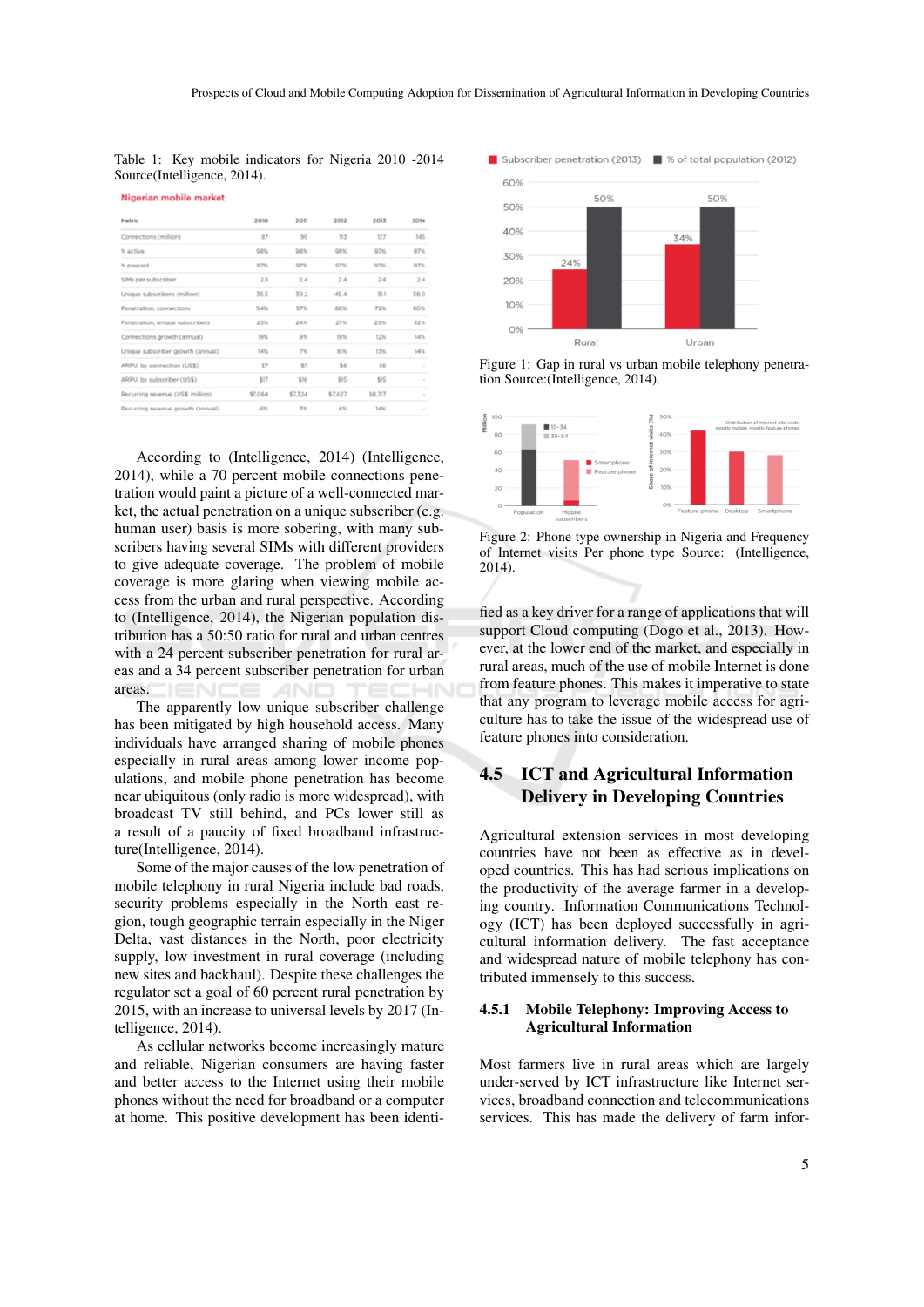Table 1: Key mobile indicators for Nigeria 2010 -2014 Source(Intelligence, 2014).

**Nigerian mobile market**

| Metric | 2010 | 2011 | 2012 | 2013 | 2014 |
|---|---|---|---|---|---|
| Connections (million) | 87 | 95 | 113 | 127 | 145 |
| % active | 98% | 98% | 98% | 97% | 97% |
| % prepaid | 97% | 97% | 97% | 97% | 97% |
| SIMs per subscriber | 2.3 | 2.4 | 2.4 | 2.4 | 2.4 |
| Unique subscribers (million) | 36.5 | 39.2 | 45.4 | 51.1 | 58.0 |
| Penetration, connections | 54% | 57% | 66% | 72% | 80% |
| Penetration, unique subscribers | 23% | 24% | 27% | 29% | 32% |
| Connections growth (annual) | 19% | 9% | 19% | 12% | 14% |
| Unique subscriber growth (annual) | 14% | 7% | 16% | 13% | 14% |
| ARPU, by connection (US$) | $7 | $7 | $6 | $6 | - |
| ARPU, by subscriber (US$) | $17 | $16 | $15 | $15 | - |
| Recurring revenue (US$ million) | $7,064 | $7,324 | $7,627 | $8,717 | - |
| Recurring revenue growth (annual) | -6% | 3% | 4% | 14% | - |

According to (Intelligence, 2014) (Intelligence, 2014), while a 70 percent mobile connections penetration would paint a picture of a well-connected market, the actual penetration on a unique subscriber (e.g. human user) basis is more sobering, with many subscribers having several SIMs with different providers to give adequate coverage. The problem of mobile coverage is more glaring when viewing mobile access from the urban and rural perspective. According to (Intelligence, 2014), the Nigerian population distribution has a 50:50 ratio for rural and urban centres with a 24 percent subscriber penetration for rural areas and a 34 percent subscriber penetration for urban areas.

The apparently low unique subscriber challenge has been mitigated by high household access. Many individuals have arranged sharing of mobile phones especially in rural areas among lower income populations, and mobile phone penetration has become near ubiquitous (only radio is more widespread), with broadcast TV still behind, and PCs lower still as a result of a paucity of fixed broadband infrastructure(Intelligence, 2014).

Some of the major causes of the low penetration of mobile telephony in rural Nigeria include bad roads, security problems especially in the North east region, tough geographic terrain especially in the Niger Delta, vast distances in the North, poor electricity supply, low investment in rural coverage (including new sites and backhaul). Despite these challenges the regulator set a goal of 60 percent rural penetration by 2015, with an increase to universal levels by 2017 (Intelligence, 2014).

As cellular networks become increasingly mature and reliable, Nigerian consumers are having faster and better access to the Internet using their mobile phones without the need for broadband or a computer at home. This positive development has been identified as a key driver for a range of applications that will support Cloud computing (Dogo et al., 2013). However, at the lower end of the market, and especially in rural areas, much of the use of mobile Internet is done from feature phones. This makes it imperative to state that any program to leverage mobile access for agriculture has to take the issue of the widespread use of feature phones into consideration.

Figure 1: Gap in rural vs urban mobile telephony penetration Source:(Intelligence, 2014).

Figure 2: Phone type ownership in Nigeria and Frequency of Internet visits Per phone type Source: (Intelligence, 2014).

## 4.5 ICT and Agricultural Information Delivery in Developing Countries

Agricultural extension services in most developing countries have not been as effective as in developed countries. This has had serious implications on the productivity of the average farmer in a developing country. Information Communications Technology (ICT) has been deployed successfully in agricultural information delivery. The fast acceptance and widespread nature of mobile telephony has contributed immensely to this success.

### 4.5.1 Mobile Telephony: Improving Access to Agricultural Information

Most farmers live in rural areas which are largely under-served by ICT infrastructure like Internet services, broadband connection and telecommunications services. This has made the delivery of farm infor-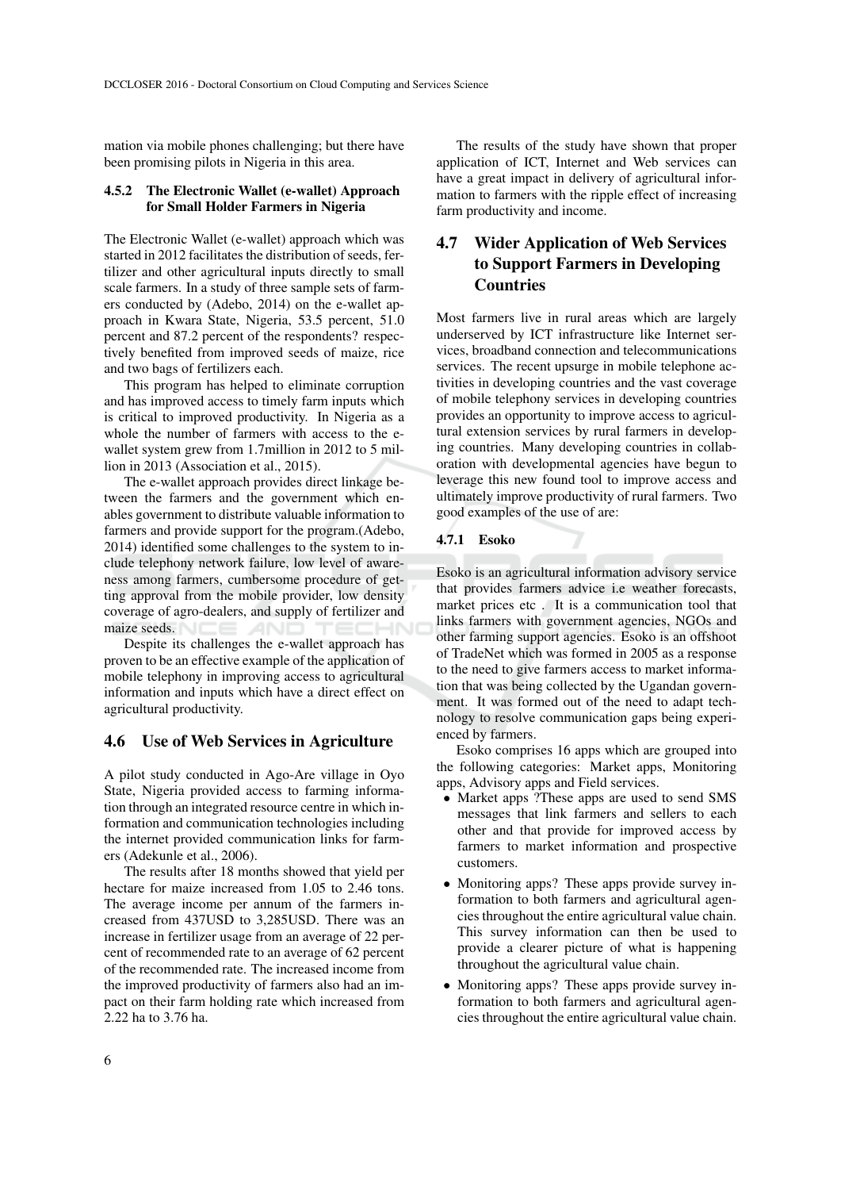mation via mobile phones challenging; but there have been promising pilots in Nigeria in this area.

#### 4.5.2 The Electronic Wallet (e-wallet) Approach for Small Holder Farmers in Nigeria

The Electronic Wallet (e-wallet) approach which was started in 2012 facilitates the distribution of seeds, fertilizer and other agricultural inputs directly to small scale farmers. In a study of three sample sets of farmers conducted by (Adebo, 2014) on the e-wallet approach in Kwara State, Nigeria, 53.5 percent, 51.0 percent and 87.2 percent of the respondents? respectively benefited from improved seeds of maize, rice and two bags of fertilizers each.

This program has helped to eliminate corruption and has improved access to timely farm inputs which is critical to improved productivity. In Nigeria as a whole the number of farmers with access to the e-wallet system grew from 1.7million in 2012 to 5 million in 2013 (Association et al., 2015).

The e-wallet approach provides direct linkage between the farmers and the government which enables government to distribute valuable information to farmers and provide support for the program.(Adebo, 2014) identified some challenges to the system to include telephony network failure, low level of awareness among farmers, cumbersome procedure of getting approval from the mobile provider, low density coverage of agro-dealers, and supply of fertilizer and maize seeds.

Despite its challenges the e-wallet approach has proven to be an effective example of the application of mobile telephony in improving access to agricultural information and inputs which have a direct effect on agricultural productivity.

### 4.6 Use of Web Services in Agriculture

A pilot study conducted in Ago-Are village in Oyo State, Nigeria provided access to farming information through an integrated resource centre in which information and communication technologies including the internet provided communication links for farmers (Adekunle et al., 2006).

The results after 18 months showed that yield per hectare for maize increased from 1.05 to 2.46 tons. The average income per annum of the farmers increased from 437USD to 3,285USD. There was an increase in fertilizer usage from an average of 22 percent of recommended rate to an average of 62 percent of the recommended rate. The increased income from the improved productivity of farmers also had an impact on their farm holding rate which increased from 2.22 ha to 3.76 ha.

The results of the study have shown that proper application of ICT, Internet and Web services can have a great impact in delivery of agricultural information to farmers with the ripple effect of increasing farm productivity and income.

### 4.7 Wider Application of Web Services to Support Farmers in Developing Countries

Most farmers live in rural areas which are largely underserved by ICT infrastructure like Internet services, broadband connection and telecommunications services. The recent upsurge in mobile telephone activities in developing countries and the vast coverage of mobile telephony services in developing countries provides an opportunity to improve access to agricultural extension services by rural farmers in developing countries. Many developing countries in collaboration with developmental agencies have begun to leverage this new found tool to improve access and ultimately improve productivity of rural farmers. Two good examples of the use of are:

#### 4.7.1 Esoko

Esoko is an agricultural information advisory service that provides farmers advice i.e weather forecasts, market prices etc . It is a communication tool that links farmers with government agencies, NGOs and other farming support agencies. Esoko is an offshoot of TradeNet which was formed in 2005 as a response to the need to give farmers access to market information that was being collected by the Ugandan government. It was formed out of the need to adapt technology to resolve communication gaps being experienced by farmers.

Esoko comprises 16 apps which are grouped into the following categories: Market apps, Monitoring apps, Advisory apps and Field services.

- Market apps ?These apps are used to send SMS messages that link farmers and sellers to each other and that provide for improved access by farmers to market information and prospective customers.
- Monitoring apps? These apps provide survey information to both farmers and agricultural agencies throughout the entire agricultural value chain. This survey information can then be used to provide a clearer picture of what is happening throughout the agricultural value chain.
- Monitoring apps? These apps provide survey information to both farmers and agricultural agencies throughout the entire agricultural value chain.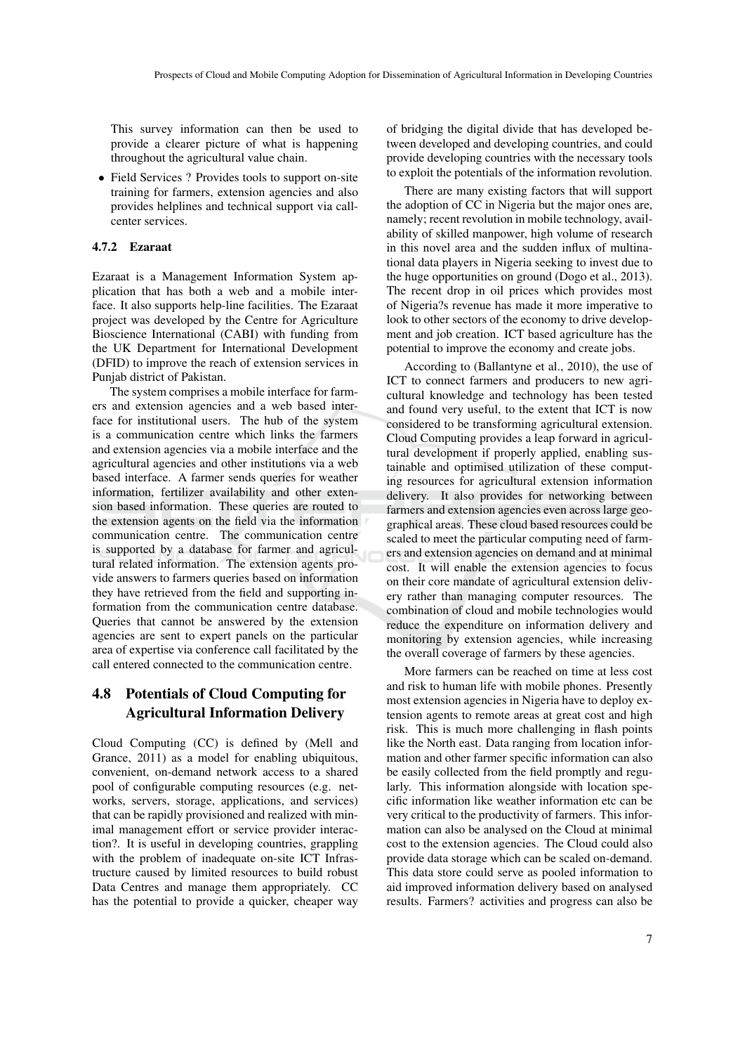This survey information can then be used to provide a clearer picture of what is happening throughout the agricultural value chain.

- Field Services ? Provides tools to support on-site training for farmers, extension agencies and also provides helplines and technical support via call-center services.

#### 4.7.2 Ezaraat

Ezaraat is a Management Information System application that has both a web and a mobile interface. It also supports help-line facilities. The Ezaraat project was developed by the Centre for Agriculture Bioscience International (CABI) with funding from the UK Department for International Development (DFID) to improve the reach of extension services in Punjab district of Pakistan.

The system comprises a mobile interface for farmers and extension agencies and a web based interface for institutional users. The hub of the system is a communication centre which links the farmers and extension agencies via a mobile interface and the agricultural agencies and other institutions via a web based interface. A farmer sends queries for weather information, fertilizer availability and other extension based information. These queries are routed to the extension agents on the field via the information communication centre. The communication centre is supported by a database for farmer and agricultural related information. The extension agents provide answers to farmers queries based on information they have retrieved from the field and supporting information from the communication centre database. Queries that cannot be answered by the extension agencies are sent to expert panels on the particular area of expertise via conference call facilitated by the call entered connected to the communication centre.

### 4.8 Potentials of Cloud Computing for Agricultural Information Delivery

Cloud Computing (CC) is defined by (Mell and Grance, 2011) as a model for enabling ubiquitous, convenient, on-demand network access to a shared pool of configurable computing resources (e.g. networks, servers, storage, applications, and services) that can be rapidly provisioned and realized with minimal management effort or service provider interaction?. It is useful in developing countries, grappling with the problem of inadequate on-site ICT Infrastructure caused by limited resources to build robust Data Centres and manage them appropriately. CC has the potential to provide a quicker, cheaper way of bridging the digital divide that has developed between developed and developing countries, and could provide developing countries with the necessary tools to exploit the potentials of the information revolution.

There are many existing factors that will support the adoption of CC in Nigeria but the major ones are, namely; recent revolution in mobile technology, availability of skilled manpower, high volume of research in this novel area and the sudden influx of multinational data players in Nigeria seeking to invest due to the huge opportunities on ground (Dogo et al., 2013). The recent drop in oil prices which provides most of Nigeria?s revenue has made it more imperative to look to other sectors of the economy to drive development and job creation. ICT based agriculture has the potential to improve the economy and create jobs.

According to (Ballantyne et al., 2010), the use of ICT to connect farmers and producers to new agricultural knowledge and technology has been tested and found very useful, to the extent that ICT is now considered to be transforming agricultural extension. Cloud Computing provides a leap forward in agricultural development if properly applied, enabling sustainable and optimised utilization of these computing resources for agricultural extension information delivery. It also provides for networking between farmers and extension agencies even across large geographical areas. These cloud based resources could be scaled to meet the particular computing need of farmers and extension agencies on demand and at minimal cost. It will enable the extension agencies to focus on their core mandate of agricultural extension delivery rather than managing computer resources. The combination of cloud and mobile technologies would reduce the expenditure on information delivery and monitoring by extension agencies, while increasing the overall coverage of farmers by these agencies.

More farmers can be reached on time at less cost and risk to human life with mobile phones. Presently most extension agencies in Nigeria have to deploy extension agents to remote areas at great cost and high risk. This is much more challenging in flash points like the North east. Data ranging from location information and other farmer specific information can also be easily collected from the field promptly and regularly. This information alongside with location specific information like weather information etc can be very critical to the productivity of farmers. This information can also be analysed on the Cloud at minimal cost to the extension agencies. The Cloud could also provide data storage which can be scaled on-demand. This data store could serve as pooled information to aid improved information delivery based on analysed results. Farmers? activities and progress can also be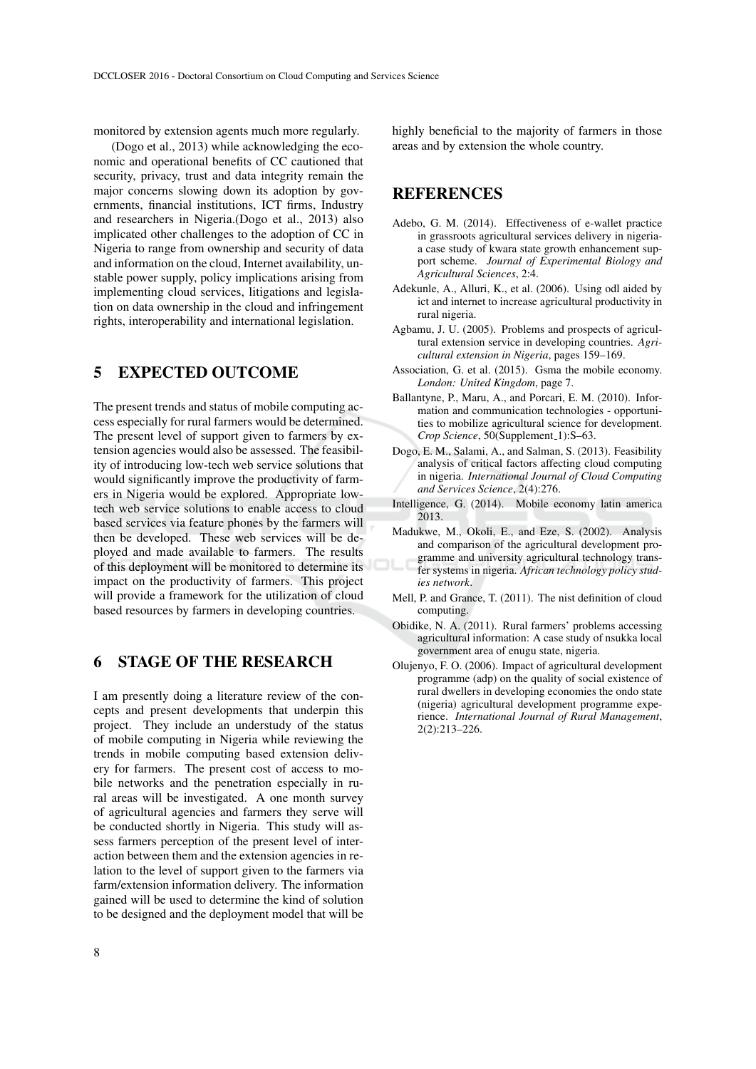monitored by extension agents much more regularly.

(Dogo et al., 2013) while acknowledging the economic and operational benefits of CC cautioned that security, privacy, trust and data integrity remain the major concerns slowing down its adoption by governments, financial institutions, ICT firms, Industry and researchers in Nigeria.(Dogo et al., 2013) also implicated other challenges to the adoption of CC in Nigeria to range from ownership and security of data and information on the cloud, Internet availability, unstable power supply, policy implications arising from implementing cloud services, litigations and legislation on data ownership in the cloud and infringement rights, interoperability and international legislation.

## 5 EXPECTED OUTCOME

The present trends and status of mobile computing access especially for rural farmers would be determined. The present level of support given to farmers by extension agencies would also be assessed. The feasibility of introducing low-tech web service solutions that would significantly improve the productivity of farmers in Nigeria would be explored. Appropriate low-tech web service solutions to enable access to cloud based services via feature phones by the farmers will then be developed. These web services will be deployed and made available to farmers. The results of this deployment will be monitored to determine its impact on the productivity of farmers. This project will provide a framework for the utilization of cloud based resources by farmers in developing countries.

## 6 STAGE OF THE RESEARCH

I am presently doing a literature review of the concepts and present developments that underpin this project. They include an understudy of the status of mobile computing in Nigeria while reviewing the trends in mobile computing based extension delivery for farmers. The present cost of access to mobile networks and the penetration especially in rural areas will be investigated. A one month survey of agricultural agencies and farmers they serve will be conducted shortly in Nigeria. This study will assess farmers perception of the present level of interaction between them and the extension agencies in relation to the level of support given to the farmers via farm/extension information delivery. The information gained will be used to determine the kind of solution to be designed and the deployment model that will be highly beneficial to the majority of farmers in those areas and by extension the whole country.

## REFERENCES

Adebo, G. M. (2014). Effectiveness of e-wallet practice in grassroots agricultural services delivery in nigeria-a case study of kwara state growth enhancement support scheme. *Journal of Experimental Biology and Agricultural Sciences*, 2:4.

Adekunle, A., Alluri, K., et al. (2006). Using odl aided by ict and internet to increase agricultural productivity in rural nigeria.

Agbamu, J. U. (2005). Problems and prospects of agricultural extension service in developing countries. *Agricultural extension in Nigeria*, pages 159–169.

Association, G. et al. (2015). Gsma the mobile economy. *London: United Kingdom*, page 7.

Ballantyne, P., Maru, A., and Porcari, E. M. (2010). Information and communication technologies - opportunities to mobilize agricultural science for development. *Crop Science*, 50(Supplement_1):S–63.

Dogo, E. M., Salami, A., and Salman, S. (2013). Feasibility analysis of critical factors affecting cloud computing in nigeria. *International Journal of Cloud Computing and Services Science*, 2(4):276.

Intelligence, G. (2014). Mobile economy latin america 2013.

Madukwe, M., Okoli, E., and Eze, S. (2002). Analysis and comparison of the agricultural development programme and university agricultural technology transfer systems in nigeria. *African technology policy studies network*.

Mell, P. and Grance, T. (2011). The nist definition of cloud computing.

Obidike, N. A. (2011). Rural farmers' problems accessing agricultural information: A case study of nsukka local government area of enugu state, nigeria.

Olujenyo, F. O. (2006). Impact of agricultural development programme (adp) on the quality of social existence of rural dwellers in developing economies the ondo state (nigeria) agricultural development programme experience. *International Journal of Rural Management*, 2(2):213–226.